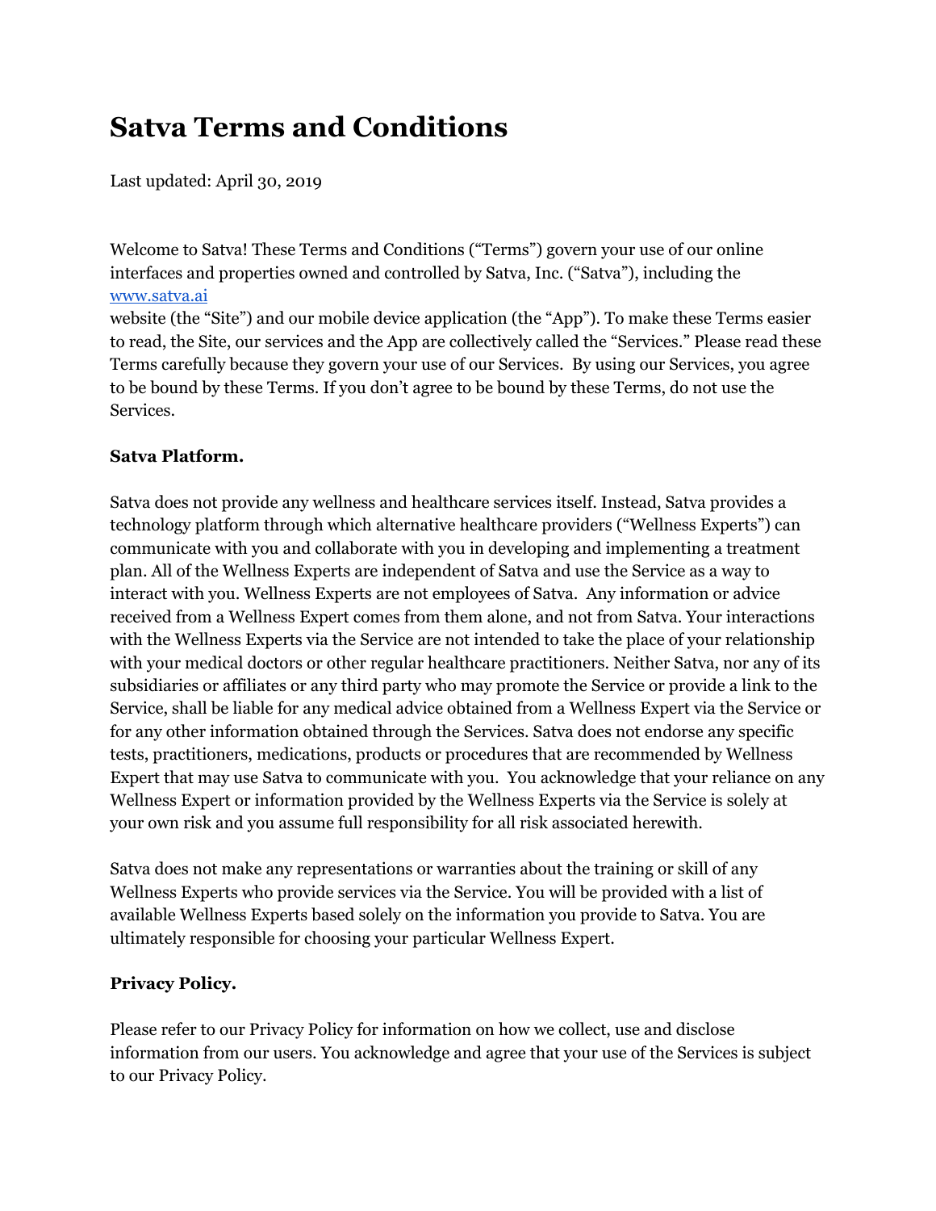# Satva Terms and Conditions

Last updated: April 30, 2019

Welcome to Satva! These Terms and Conditions ("Terms") govern your use of our online interfaces and properties owned and controlled by Satva, Inc. ("Satva"), including the [www.satva.ai](http://www.satva.ai) website (the "Site") and our mobile device application (the "App"). To make these Terms easier to read, the Site, our services and the App are collectively called the "Services." Please read these Terms carefully because they govern your use of our Services. By using our Services, you agree to be bound by these Terms. If you don't agree to be bound by these Terms, do not use the Services.

**Satva Platform.**

Satva does not provide any wellness and healthcare services itself. Instead, Satva provides a technology platform through which alternative healthcare providers ("Wellness Experts") can communicate with you and collaborate with you in developing and implementing a treatment plan. All of the Wellness Experts are independent of Satva and use the Service as a way to interact with you. Wellness Experts are not employees of Satva. Any information or advice received from a Wellness Expert comes from them alone, and not from Satva. Your interactions with the Wellness Experts via the Service are not intended to take the place of your relationship with your medical doctors or other regular healthcare practitioners. Neither Satva, nor any of its subsidiaries or affiliates or any third party who may promote the Service or provide a link to the Service, shall be liable for any medical advice obtained from a Wellness Expert via the Service or for any other information obtained through the Services. Satva does not endorse any specific tests, practitioners, medications, products or procedures that are recommended by Wellness Expert that may use Satva to communicate with you. You acknowledge that your reliance on any Wellness Expert or information provided by the Wellness Experts via the Service is solely at your own risk and you assume full responsibility for all risk associated herewith.

Satva does not make any representations or warranties about the training or skill of any Wellness Experts who provide services via the Service. You will be provided with a list of available Wellness Experts based solely on the information you provide to Satva. You are ultimately responsible for choosing your particular Wellness Expert.

**Privacy Policy.**

Please refer to our Privacy Policy for information on how we collect, use and disclose information from our users. You acknowledge and agree that your use of the Services is subject to our Privacy Policy.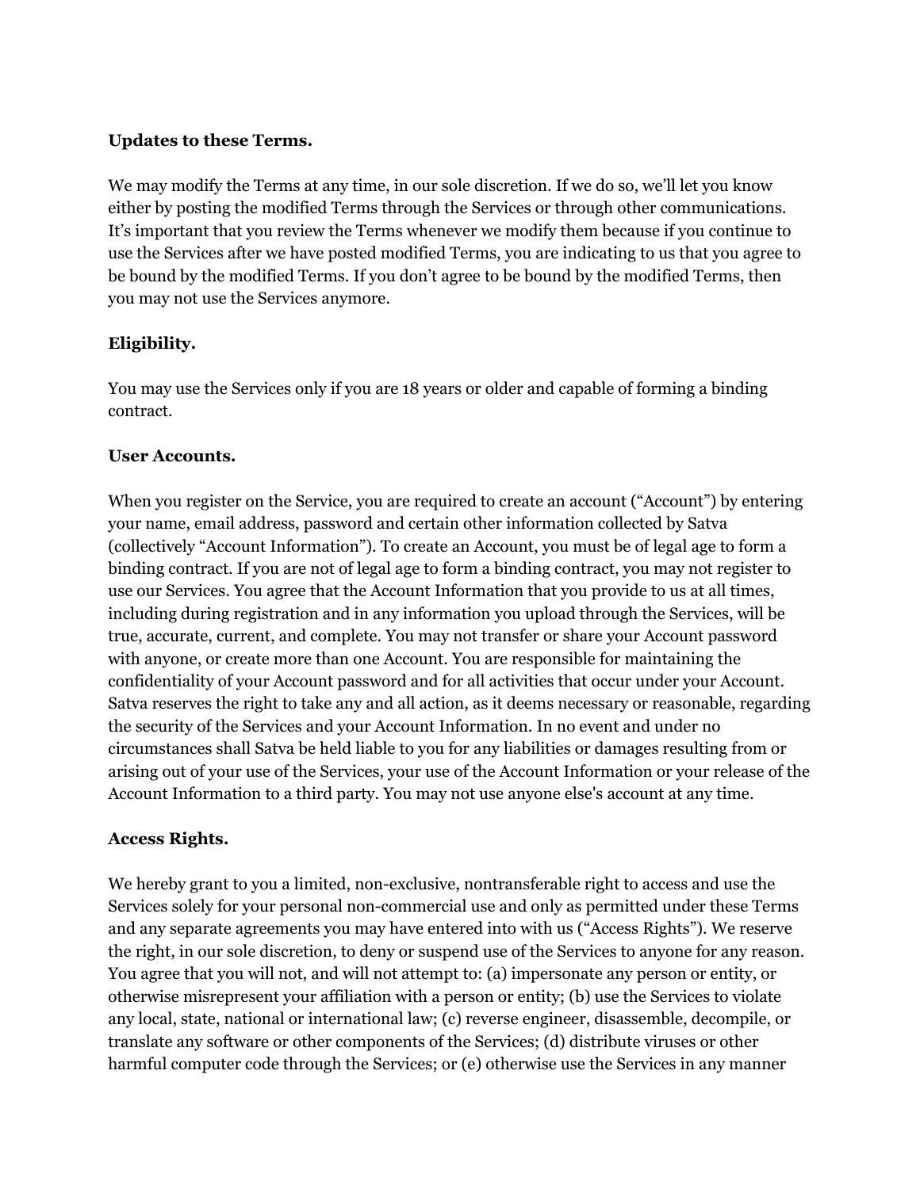**Updates to these Terms.**

We may modify the Terms at any time, in our sole discretion. If we do so, we'll let you know either by posting the modified Terms through the Services or through other communications. It's important that you review the Terms whenever we modify them because if you continue to use the Services after we have posted modified Terms, you are indicating to us that you agree to be bound by the modified Terms. If you don't agree to be bound by the modified Terms, then you may not use the Services anymore.

**Eligibility.**

You may use the Services only if you are 18 years or older and capable of forming a binding contract.

**User Accounts.**

When you register on the Service, you are required to create an account ("Account") by entering your name, email address, password and certain other information collected by Satva (collectively "Account Information"). To create an Account, you must be of legal age to form a binding contract. If you are not of legal age to form a binding contract, you may not register to use our Services. You agree that the Account Information that you provide to us at all times, including during registration and in any information you upload through the Services, will be true, accurate, current, and complete. You may not transfer or share your Account password with anyone, or create more than one Account. You are responsible for maintaining the confidentiality of your Account password and for all activities that occur under your Account. Satva reserves the right to take any and all action, as it deems necessary or reasonable, regarding the security of the Services and your Account Information. In no event and under no circumstances shall Satva be held liable to you for any liabilities or damages resulting from or arising out of your use of the Services, your use of the Account Information or your release of the Account Information to a third party. You may not use anyone else's account at any time.

**Access Rights.**

We hereby grant to you a limited, non-exclusive, nontransferable right to access and use the Services solely for your personal non-commercial use and only as permitted under these Terms and any separate agreements you may have entered into with us ("Access Rights"). We reserve the right, in our sole discretion, to deny or suspend use of the Services to anyone for any reason. You agree that you will not, and will not attempt to: (a) impersonate any person or entity, or otherwise misrepresent your affiliation with a person or entity; (b) use the Services to violate any local, state, national or international law; (c) reverse engineer, disassemble, decompile, or translate any software or other components of the Services; (d) distribute viruses or other harmful computer code through the Services; or (e) otherwise use the Services in any manner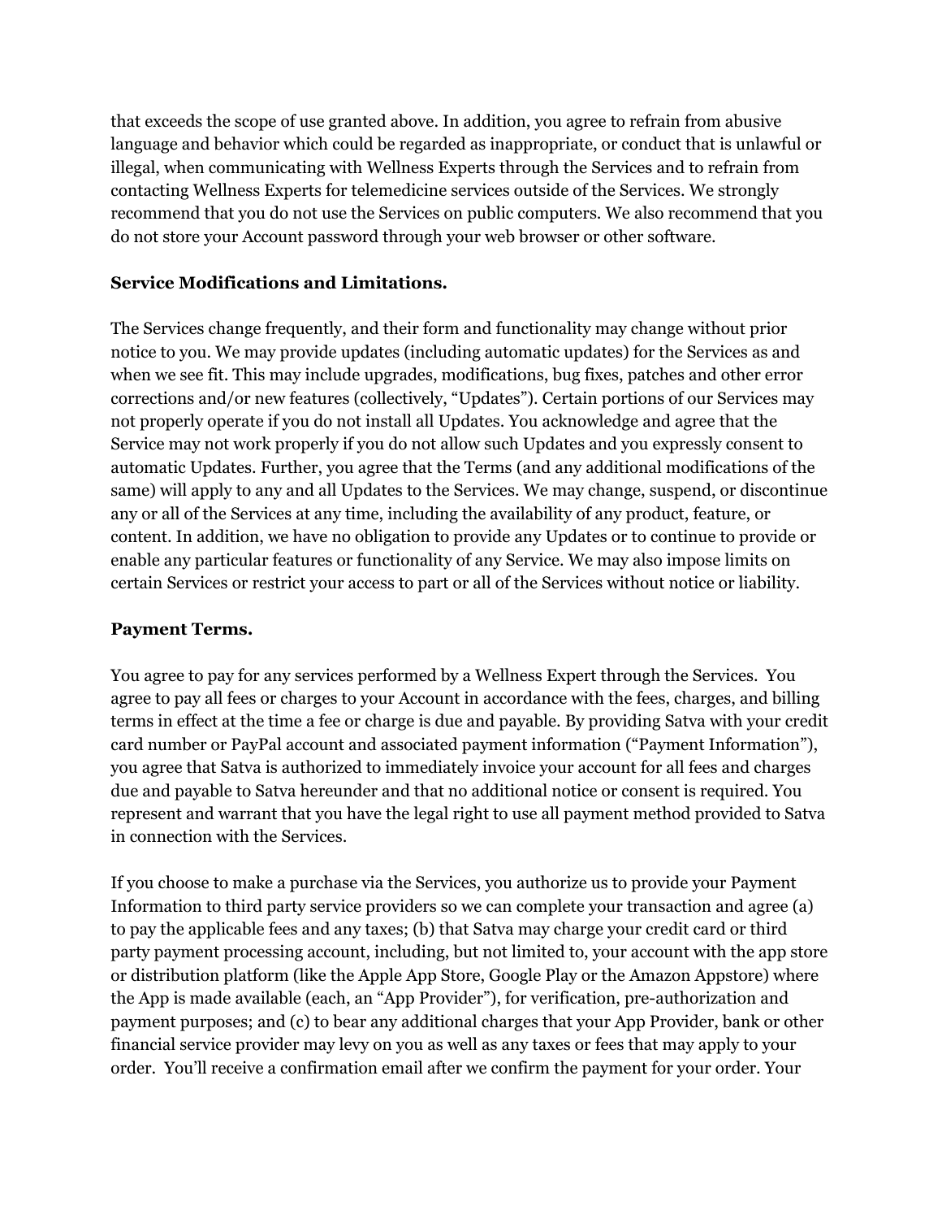that exceeds the scope of use granted above. In addition, you agree to refrain from abusive language and behavior which could be regarded as inappropriate, or conduct that is unlawful or illegal, when communicating with Wellness Experts through the Services and to refrain from contacting Wellness Experts for telemedicine services outside of the Services. We strongly recommend that you do not use the Services on public computers. We also recommend that you do not store your Account password through your web browser or other software.

**Service Modifications and Limitations.**

The Services change frequently, and their form and functionality may change without prior notice to you. We may provide updates (including automatic updates) for the Services as and when we see fit. This may include upgrades, modifications, bug fixes, patches and other error corrections and/or new features (collectively, "Updates"). Certain portions of our Services may not properly operate if you do not install all Updates. You acknowledge and agree that the Service may not work properly if you do not allow such Updates and you expressly consent to automatic Updates. Further, you agree that the Terms (and any additional modifications of the same) will apply to any and all Updates to the Services. We may change, suspend, or discontinue any or all of the Services at any time, including the availability of any product, feature, or content. In addition, we have no obligation to provide any Updates or to continue to provide or enable any particular features or functionality of any Service. We may also impose limits on certain Services or restrict your access to part or all of the Services without notice or liability.

**Payment Terms.**

You agree to pay for any services performed by a Wellness Expert through the Services. You agree to pay all fees or charges to your Account in accordance with the fees, charges, and billing terms in effect at the time a fee or charge is due and payable. By providing Satva with your credit card number or PayPal account and associated payment information ("Payment Information"), you agree that Satva is authorized to immediately invoice your account for all fees and charges due and payable to Satva hereunder and that no additional notice or consent is required. You represent and warrant that you have the legal right to use all payment method provided to Satva in connection with the Services.

If you choose to make a purchase via the Services, you authorize us to provide your Payment Information to third party service providers so we can complete your transaction and agree (a) to pay the applicable fees and any taxes; (b) that Satva may charge your credit card or third party payment processing account, including, but not limited to, your account with the app store or distribution platform (like the Apple App Store, Google Play or the Amazon Appstore) where the App is made available (each, an "App Provider"), for verification, pre-authorization and payment purposes; and (c) to bear any additional charges that your App Provider, bank or other financial service provider may levy on you as well as any taxes or fees that may apply to your order. You'll receive a confirmation email after we confirm the payment for your order. Your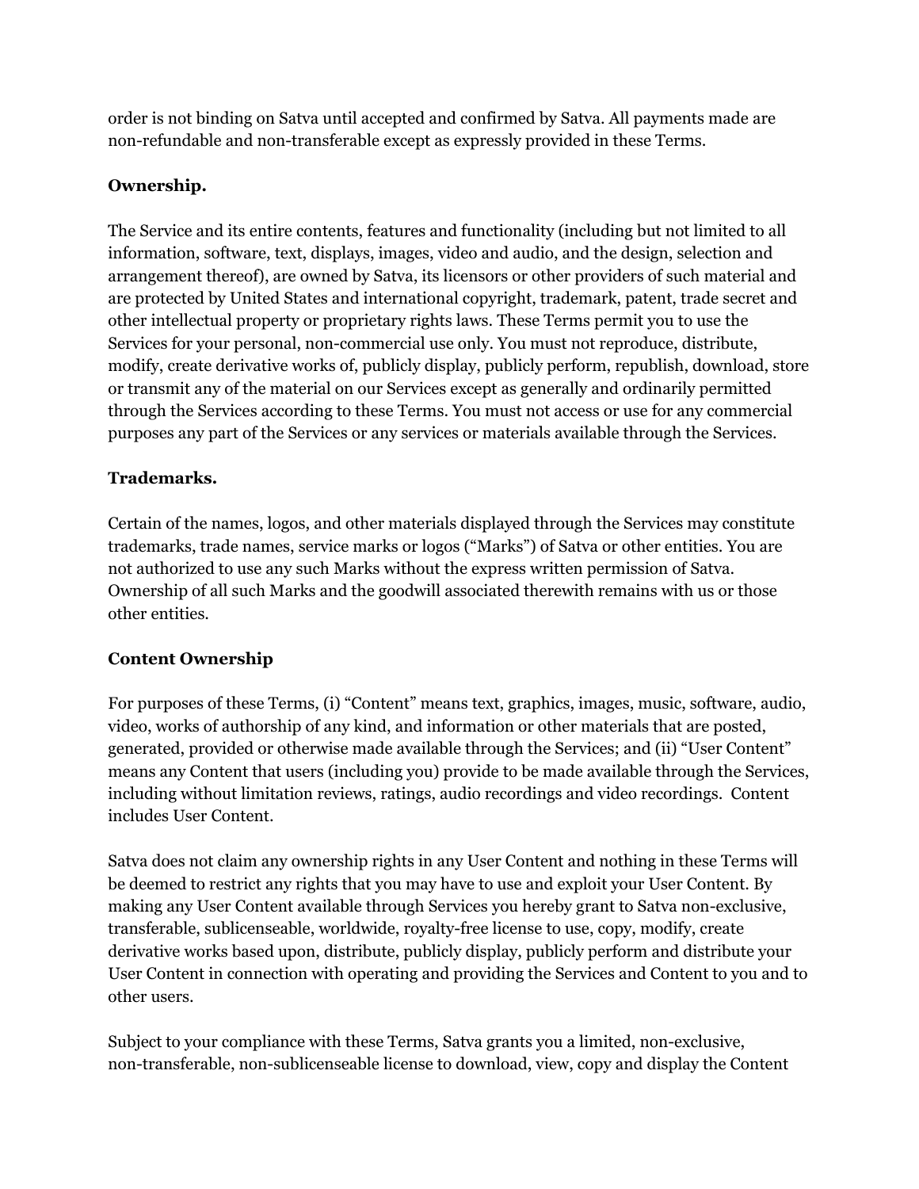order is not binding on Satva until accepted and confirmed by Satva. All payments made are non-refundable and non-transferable except as expressly provided in these Terms.

**Ownership.**

The Service and its entire contents, features and functionality (including but not limited to all information, software, text, displays, images, video and audio, and the design, selection and arrangement thereof), are owned by Satva, its licensors or other providers of such material and are protected by United States and international copyright, trademark, patent, trade secret and other intellectual property or proprietary rights laws. These Terms permit you to use the Services for your personal, non-commercial use only. You must not reproduce, distribute, modify, create derivative works of, publicly display, publicly perform, republish, download, store or transmit any of the material on our Services except as generally and ordinarily permitted through the Services according to these Terms. You must not access or use for any commercial purposes any part of the Services or any services or materials available through the Services.

**Trademarks.**

Certain of the names, logos, and other materials displayed through the Services may constitute trademarks, trade names, service marks or logos ("Marks") of Satva or other entities. You are not authorized to use any such Marks without the express written permission of Satva. Ownership of all such Marks and the goodwill associated therewith remains with us or those other entities.

**Content Ownership**

For purposes of these Terms, (i) "Content" means text, graphics, images, music, software, audio, video, works of authorship of any kind, and information or other materials that are posted, generated, provided or otherwise made available through the Services; and (ii) "User Content" means any Content that users (including you) provide to be made available through the Services, including without limitation reviews, ratings, audio recordings and video recordings. Content includes User Content.

Satva does not claim any ownership rights in any User Content and nothing in these Terms will be deemed to restrict any rights that you may have to use and exploit your User Content. By making any User Content available through Services you hereby grant to Satva non-exclusive, transferable, sublicenseable, worldwide, royalty-free license to use, copy, modify, create derivative works based upon, distribute, publicly display, publicly perform and distribute your User Content in connection with operating and providing the Services and Content to you and to other users.

Subject to your compliance with these Terms, Satva grants you a limited, non-exclusive, non-transferable, non-sublicenseable license to download, view, copy and display the Content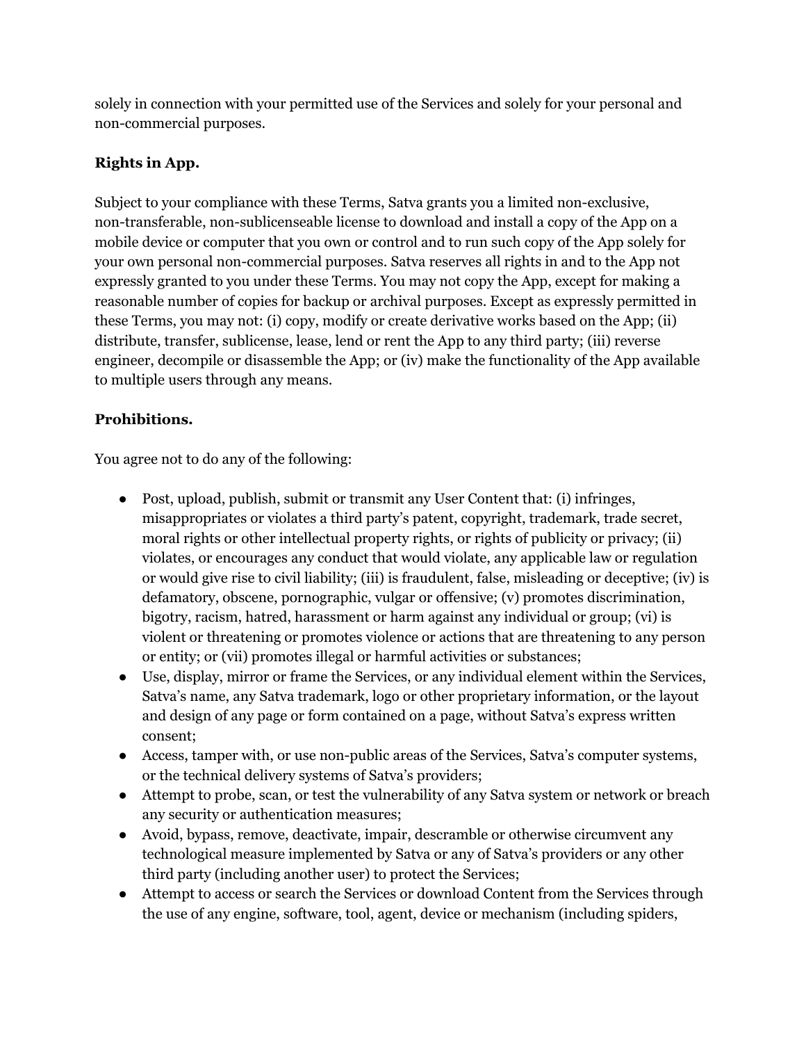solely in connection with your permitted use of the Services and solely for your personal and non-commercial purposes.

**Rights in App.**

Subject to your compliance with these Terms, Satva grants you a limited non-exclusive, non-transferable, non-sublicenseable license to download and install a copy of the App on a mobile device or computer that you own or control and to run such copy of the App solely for your own personal non-commercial purposes. Satva reserves all rights in and to the App not expressly granted to you under these Terms. You may not copy the App, except for making a reasonable number of copies for backup or archival purposes. Except as expressly permitted in these Terms, you may not: (i) copy, modify or create derivative works based on the App; (ii) distribute, transfer, sublicense, lease, lend or rent the App to any third party; (iii) reverse engineer, decompile or disassemble the App; or (iv) make the functionality of the App available to multiple users through any means.

**Prohibitions.**

You agree not to do any of the following:

- Post, upload, publish, submit or transmit any User Content that: (i) infringes, misappropriates or violates a third party's patent, copyright, trademark, trade secret, moral rights or other intellectual property rights, or rights of publicity or privacy; (ii) violates, or encourages any conduct that would violate, any applicable law or regulation or would give rise to civil liability; (iii) is fraudulent, false, misleading or deceptive; (iv) is defamatory, obscene, pornographic, vulgar or offensive; (v) promotes discrimination, bigotry, racism, hatred, harassment or harm against any individual or group; (vi) is violent or threatening or promotes violence or actions that are threatening to any person or entity; or (vii) promotes illegal or harmful activities or substances;
- Use, display, mirror or frame the Services, or any individual element within the Services, Satva's name, any Satva trademark, logo or other proprietary information, or the layout and design of any page or form contained on a page, without Satva's express written consent;
- Access, tamper with, or use non-public areas of the Services, Satva's computer systems, or the technical delivery systems of Satva's providers;
- Attempt to probe, scan, or test the vulnerability of any Satva system or network or breach any security or authentication measures;
- Avoid, bypass, remove, deactivate, impair, descramble or otherwise circumvent any technological measure implemented by Satva or any of Satva's providers or any other third party (including another user) to protect the Services;
- Attempt to access or search the Services or download Content from the Services through the use of any engine, software, tool, agent, device or mechanism (including spiders,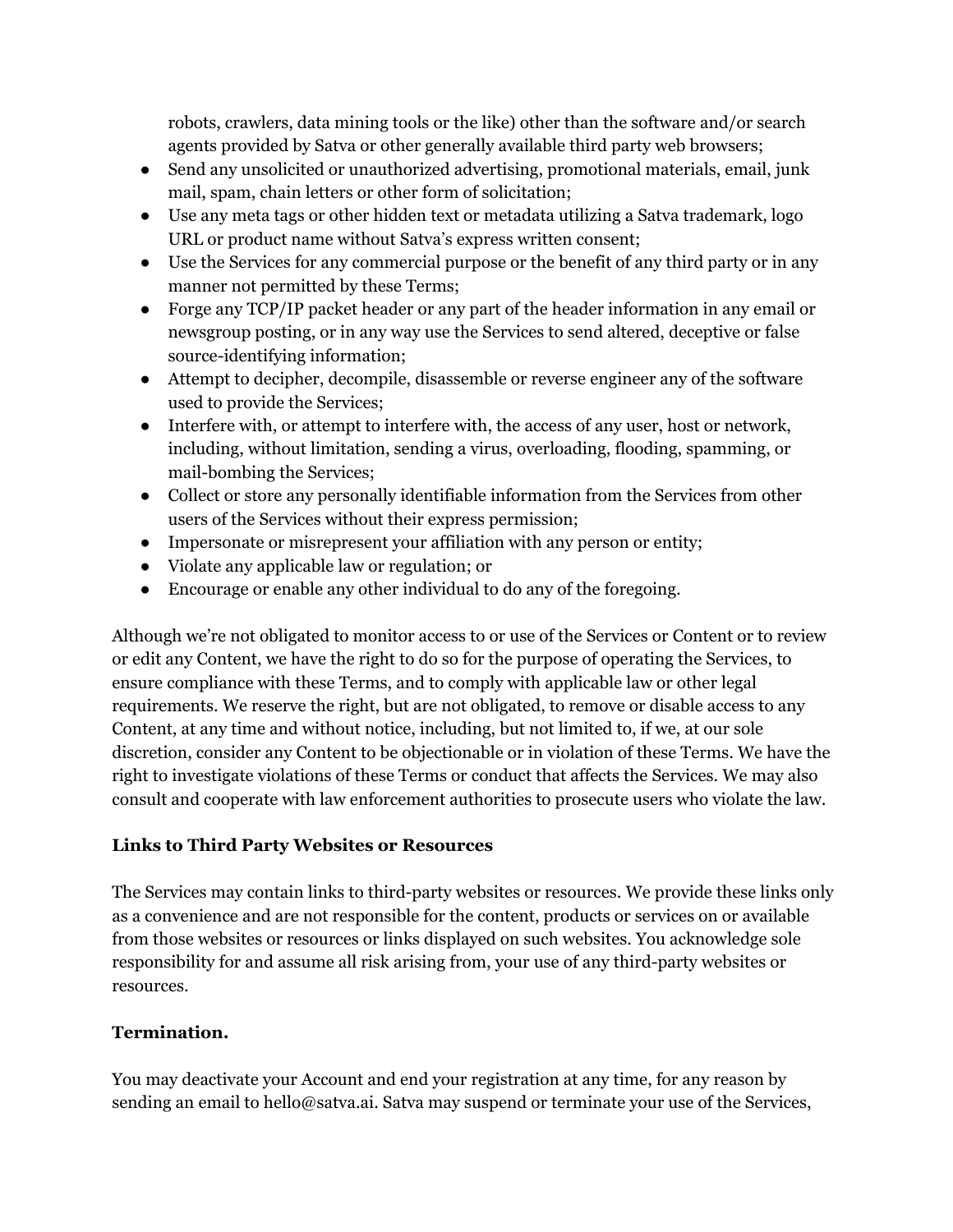robots, crawlers, data mining tools or the like) other than the software and/or search agents provided by Satva or other generally available third party web browsers;

- Send any unsolicited or unauthorized advertising, promotional materials, email, junk mail, spam, chain letters or other form of solicitation;
- Use any meta tags or other hidden text or metadata utilizing a Satva trademark, logo URL or product name without Satva's express written consent;
- Use the Services for any commercial purpose or the benefit of any third party or in any manner not permitted by these Terms;
- Forge any TCP/IP packet header or any part of the header information in any email or newsgroup posting, or in any way use the Services to send altered, deceptive or false source-identifying information;
- Attempt to decipher, decompile, disassemble or reverse engineer any of the software used to provide the Services;
- Interfere with, or attempt to interfere with, the access of any user, host or network, including, without limitation, sending a virus, overloading, flooding, spamming, or mail-bombing the Services;
- Collect or store any personally identifiable information from the Services from other users of the Services without their express permission;
- Impersonate or misrepresent your affiliation with any person or entity;
- Violate any applicable law or regulation; or
- Encourage or enable any other individual to do any of the foregoing.

Although we're not obligated to monitor access to or use of the Services or Content or to review or edit any Content, we have the right to do so for the purpose of operating the Services, to ensure compliance with these Terms, and to comply with applicable law or other legal requirements. We reserve the right, but are not obligated, to remove or disable access to any Content, at any time and without notice, including, but not limited to, if we, at our sole discretion, consider any Content to be objectionable or in violation of these Terms. We have the right to investigate violations of these Terms or conduct that affects the Services. We may also consult and cooperate with law enforcement authorities to prosecute users who violate the law.

**Links to Third Party Websites or Resources**

The Services may contain links to third-party websites or resources. We provide these links only as a convenience and are not responsible for the content, products or services on or available from those websites or resources or links displayed on such websites. You acknowledge sole responsibility for and assume all risk arising from, your use of any third-party websites or resources.

**Termination.**

You may deactivate your Account and end your registration at any time, for any reason by sending an email to hello@satva.ai. Satva may suspend or terminate your use of the Services,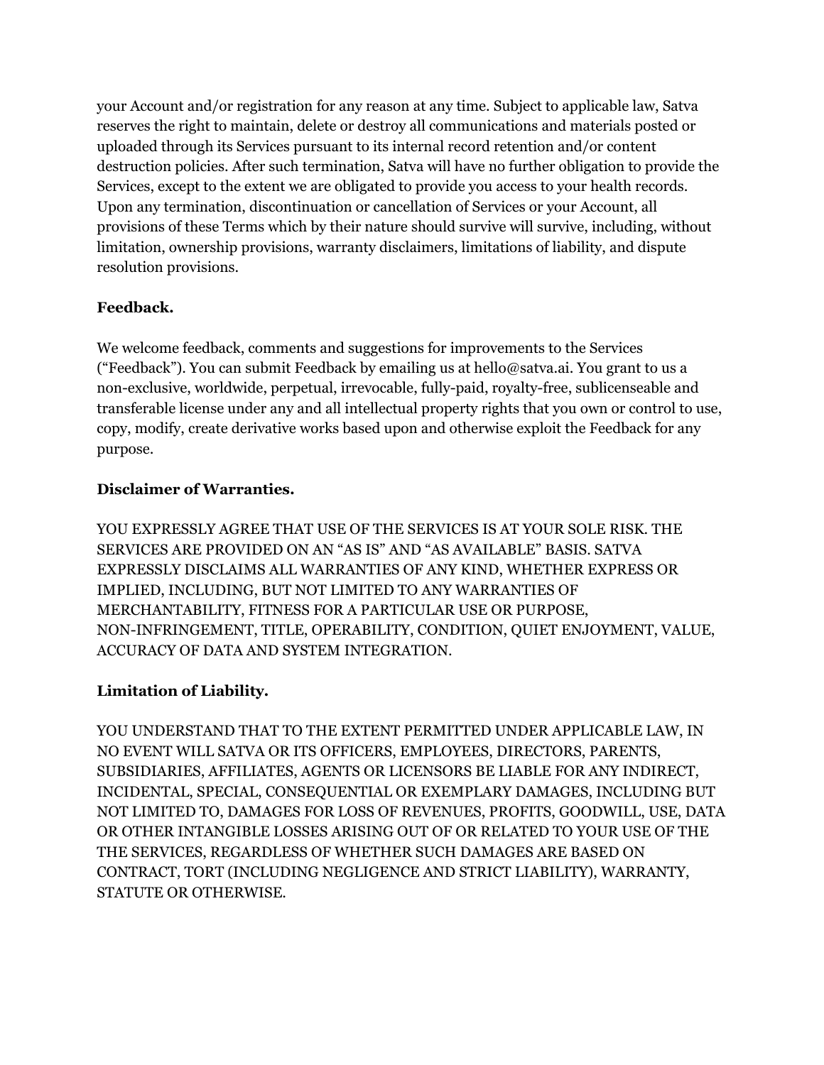your Account and/or registration for any reason at any time. Subject to applicable law, Satva reserves the right to maintain, delete or destroy all communications and materials posted or uploaded through its Services pursuant to its internal record retention and/or content destruction policies. After such termination, Satva will have no further obligation to provide the Services, except to the extent we are obligated to provide you access to your health records. Upon any termination, discontinuation or cancellation of Services or your Account, all provisions of these Terms which by their nature should survive will survive, including, without limitation, ownership provisions, warranty disclaimers, limitations of liability, and dispute resolution provisions.

**Feedback.**

We welcome feedback, comments and suggestions for improvements to the Services ("Feedback"). You can submit Feedback by emailing us at hello@satva.ai. You grant to us a non-exclusive, worldwide, perpetual, irrevocable, fully-paid, royalty-free, sublicenseable and transferable license under any and all intellectual property rights that you own or control to use, copy, modify, create derivative works based upon and otherwise exploit the Feedback for any purpose.

**Disclaimer of Warranties.**

YOU EXPRESSLY AGREE THAT USE OF THE SERVICES IS AT YOUR SOLE RISK. THE SERVICES ARE PROVIDED ON AN "AS IS" AND "AS AVAILABLE" BASIS. SATVA EXPRESSLY DISCLAIMS ALL WARRANTIES OF ANY KIND, WHETHER EXPRESS OR IMPLIED, INCLUDING, BUT NOT LIMITED TO ANY WARRANTIES OF MERCHANTABILITY, FITNESS FOR A PARTICULAR USE OR PURPOSE, NON-INFRINGEMENT, TITLE, OPERABILITY, CONDITION, QUIET ENJOYMENT, VALUE, ACCURACY OF DATA AND SYSTEM INTEGRATION.

**Limitation of Liability.**

YOU UNDERSTAND THAT TO THE EXTENT PERMITTED UNDER APPLICABLE LAW, IN NO EVENT WILL SATVA OR ITS OFFICERS, EMPLOYEES, DIRECTORS, PARENTS, SUBSIDIARIES, AFFILIATES, AGENTS OR LICENSORS BE LIABLE FOR ANY INDIRECT, INCIDENTAL, SPECIAL, CONSEQUENTIAL OR EXEMPLARY DAMAGES, INCLUDING BUT NOT LIMITED TO, DAMAGES FOR LOSS OF REVENUES, PROFITS, GOODWILL, USE, DATA OR OTHER INTANGIBLE LOSSES ARISING OUT OF OR RELATED TO YOUR USE OF THE THE SERVICES, REGARDLESS OF WHETHER SUCH DAMAGES ARE BASED ON CONTRACT, TORT (INCLUDING NEGLIGENCE AND STRICT LIABILITY), WARRANTY, STATUTE OR OTHERWISE.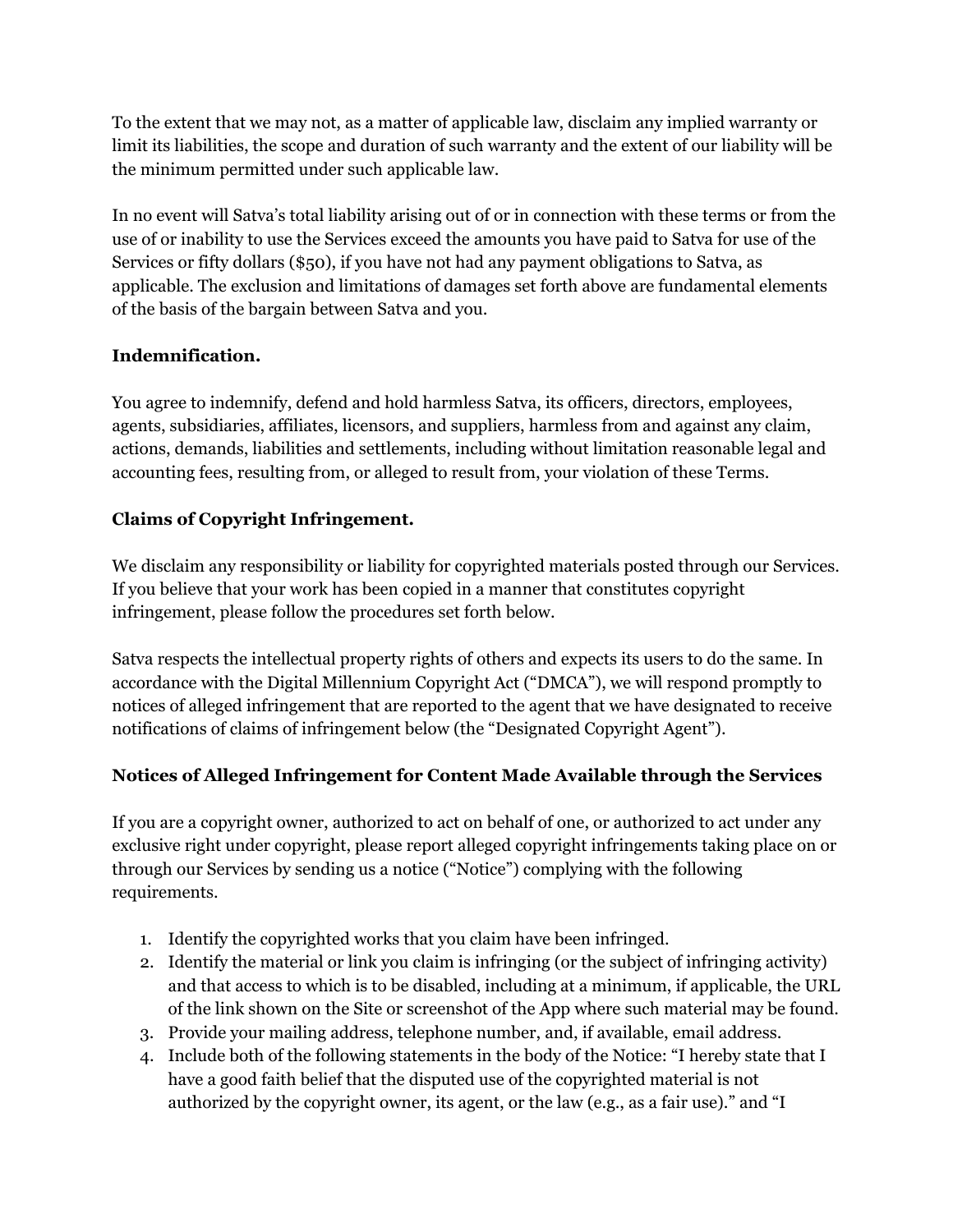To the extent that we may not, as a matter of applicable law, disclaim any implied warranty or limit its liabilities, the scope and duration of such warranty and the extent of our liability will be the minimum permitted under such applicable law.

In no event will Satva's total liability arising out of or in connection with these terms or from the use of or inability to use the Services exceed the amounts you have paid to Satva for use of the Services or fifty dollars ($50), if you have not had any payment obligations to Satva, as applicable. The exclusion and limitations of damages set forth above are fundamental elements of the basis of the bargain between Satva and you.

**Indemnification.**

You agree to indemnify, defend and hold harmless Satva, its officers, directors, employees, agents, subsidiaries, affiliates, licensors, and suppliers, harmless from and against any claim, actions, demands, liabilities and settlements, including without limitation reasonable legal and accounting fees, resulting from, or alleged to result from, your violation of these Terms.

**Claims of Copyright Infringement.**

We disclaim any responsibility or liability for copyrighted materials posted through our Services. If you believe that your work has been copied in a manner that constitutes copyright infringement, please follow the procedures set forth below.

Satva respects the intellectual property rights of others and expects its users to do the same. In accordance with the Digital Millennium Copyright Act ("DMCA"), we will respond promptly to notices of alleged infringement that are reported to the agent that we have designated to receive notifications of claims of infringement below (the "Designated Copyright Agent").

**Notices of Alleged Infringement for Content Made Available through the Services**

If you are a copyright owner, authorized to act on behalf of one, or authorized to act under any exclusive right under copyright, please report alleged copyright infringements taking place on or through our Services by sending us a notice ("Notice") complying with the following requirements.

1. Identify the copyrighted works that you claim have been infringed.
2. Identify the material or link you claim is infringing (or the subject of infringing activity) and that access to which is to be disabled, including at a minimum, if applicable, the URL of the link shown on the Site or screenshot of the App where such material may be found.
3. Provide your mailing address, telephone number, and, if available, email address.
4. Include both of the following statements in the body of the Notice: "I hereby state that I have a good faith belief that the disputed use of the copyrighted material is not authorized by the copyright owner, its agent, or the law (e.g., as a fair use)." and "I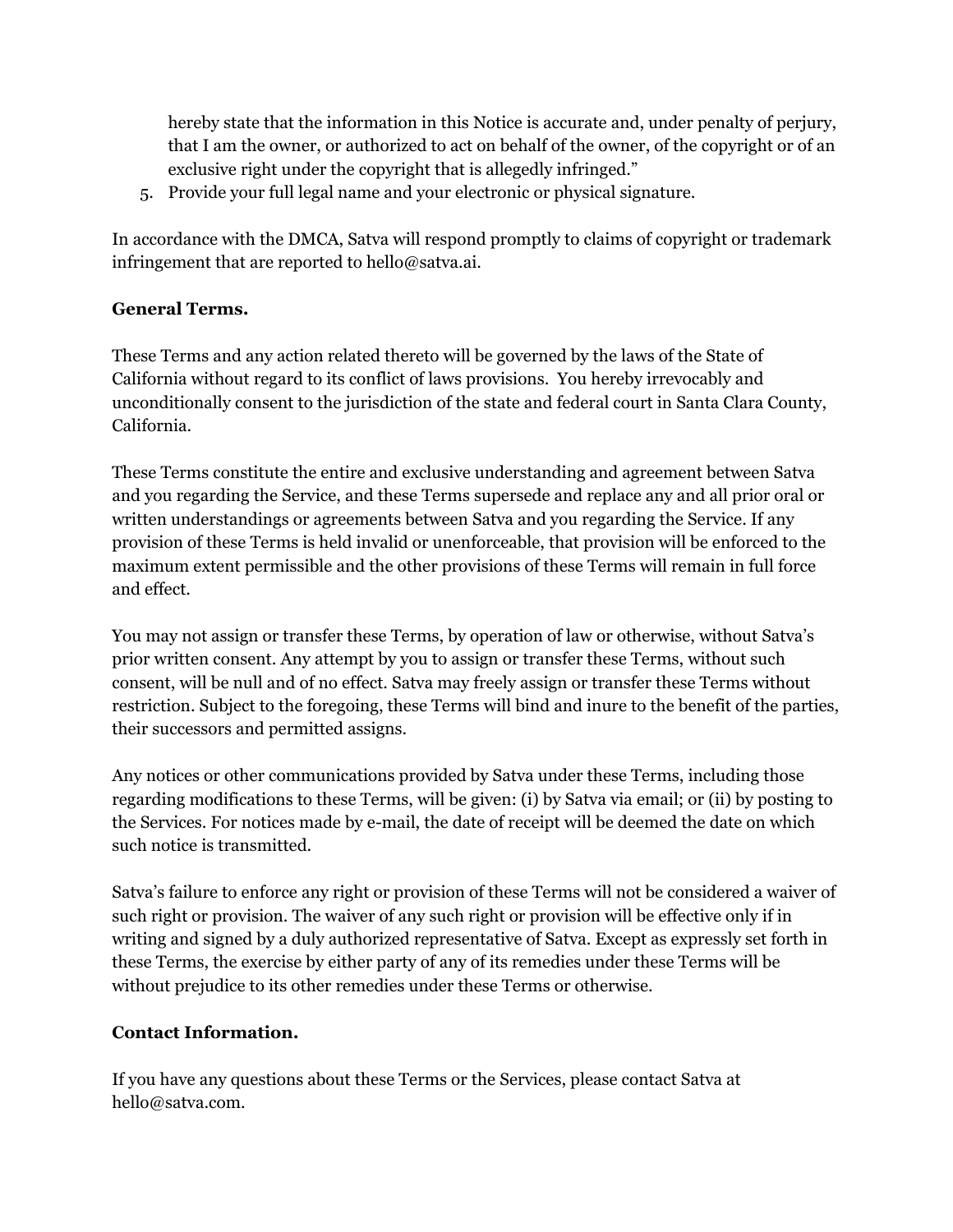hereby state that the information in this Notice is accurate and, under penalty of perjury, that I am the owner, or authorized to act on behalf of the owner, of the copyright or of an exclusive right under the copyright that is allegedly infringed."

5. Provide your full legal name and your electronic or physical signature.

In accordance with the DMCA, Satva will respond promptly to claims of copyright or trademark infringement that are reported to hello@satva.ai.

**General Terms.**

These Terms and any action related thereto will be governed by the laws of the State of California without regard to its conflict of laws provisions. You hereby irrevocably and unconditionally consent to the jurisdiction of the state and federal court in Santa Clara County, California.

These Terms constitute the entire and exclusive understanding and agreement between Satva and you regarding the Service, and these Terms supersede and replace any and all prior oral or written understandings or agreements between Satva and you regarding the Service. If any provision of these Terms is held invalid or unenforceable, that provision will be enforced to the maximum extent permissible and the other provisions of these Terms will remain in full force and effect.

You may not assign or transfer these Terms, by operation of law or otherwise, without Satva's prior written consent. Any attempt by you to assign or transfer these Terms, without such consent, will be null and of no effect. Satva may freely assign or transfer these Terms without restriction. Subject to the foregoing, these Terms will bind and inure to the benefit of the parties, their successors and permitted assigns.

Any notices or other communications provided by Satva under these Terms, including those regarding modifications to these Terms, will be given: (i) by Satva via email; or (ii) by posting to the Services. For notices made by e-mail, the date of receipt will be deemed the date on which such notice is transmitted.

Satva's failure to enforce any right or provision of these Terms will not be considered a waiver of such right or provision. The waiver of any such right or provision will be effective only if in writing and signed by a duly authorized representative of Satva. Except as expressly set forth in these Terms, the exercise by either party of any of its remedies under these Terms will be without prejudice to its other remedies under these Terms or otherwise.

**Contact Information.**

If you have any questions about these Terms or the Services, please contact Satva at hello@satva.com.